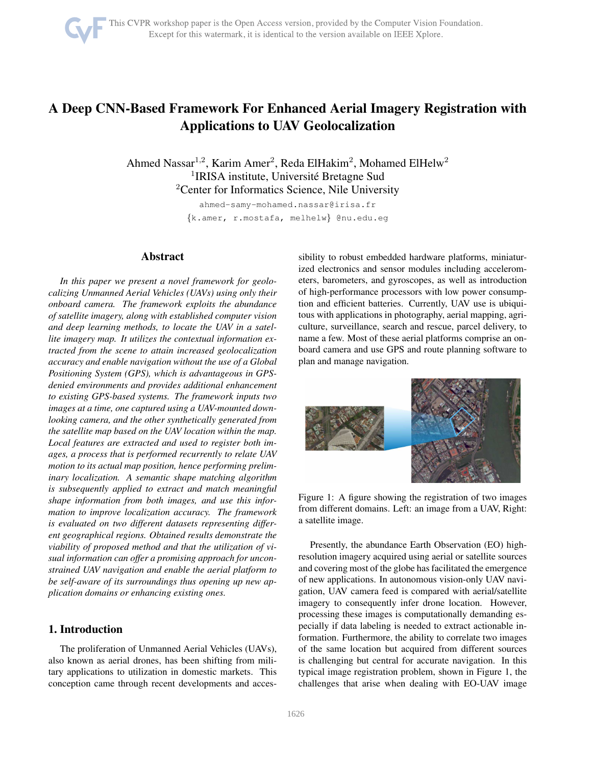# A Deep CNN-Based Framework For Enhanced Aerial Imagery Registration with Applications to UAV Geolocalization

Ahmed Nassar[1,2], Karim Amer[2], Reda ElHakim[2], Mohamed ElHelw[2]
[1]IRISA institute, Université Bretagne Sud
[2]Center for Informatics Science, Nile University

ahmed-samy-mohamed.nassar@irisa.fr
{k.amer, r.mostafa, melhelw} @nu.edu.eg

## Abstract

*In this paper we present a novel framework for geolocalizing Unmanned Aerial Vehicles (UAVs) using only their onboard camera. The framework exploits the abundance of satellite imagery, along with established computer vision and deep learning methods, to locate the UAV in a satellite imagery map. It utilizes the contextual information extracted from the scene to attain increased geolocalization accuracy and enable navigation without the use of a Global Positioning System (GPS), which is advantageous in GPS-denied environments and provides additional enhancement to existing GPS-based systems. The framework inputs two images at a time, one captured using a UAV-mounted downlooking camera, and the other synthetically generated from the satellite map based on the UAV location within the map. Local features are extracted and used to register both images, a process that is performed recurrently to relate UAV motion to its actual map position, hence performing preliminary localization. A semantic shape matching algorithm is subsequently applied to extract and match meaningful shape information from both images, and use this information to improve localization accuracy. The framework is evaluated on two different datasets representing different geographical regions. Obtained results demonstrate the viability of proposed method and that the utilization of visual information can offer a promising approach for unconstrained UAV navigation and enable the aerial platform to be self-aware of its surroundings thus opening up new application domains or enhancing existing ones.*

## 1. Introduction

The proliferation of Unmanned Aerial Vehicles (UAVs), also known as aerial drones, has been shifting from military applications to utilization in domestic markets. This conception came through recent developments and accessibility to robust embedded hardware platforms, miniaturized electronics and sensor modules including accelerometers, barometers, and gyroscopes, as well as introduction of high-performance processors with low power consumption and efficient batteries. Currently, UAV use is ubiquitous with applications in photography, aerial mapping, agriculture, surveillance, search and rescue, parcel delivery, to name a few. Most of these aerial platforms comprise an onboard camera and use GPS and route planning software to plan and manage navigation.

Figure 1: A figure showing the registration of two images from different domains. Left: an image from a UAV, Right: a satellite image.

Presently, the abundance Earth Observation (EO) high-resolution imagery acquired using aerial or satellite sources and covering most of the globe has facilitated the emergence of new applications. In autonomous vision-only UAV navigation, UAV camera feed is compared with aerial/satellite imagery to consequently infer drone location. However, processing these images is computationally demanding especially if data labeling is needed to extract actionable information. Furthermore, the ability to correlate two images of the same location but acquired from different sources is challenging but central for accurate navigation. In this typical image registration problem, shown in Figure 1, the challenges that arise when dealing with EO-UAV image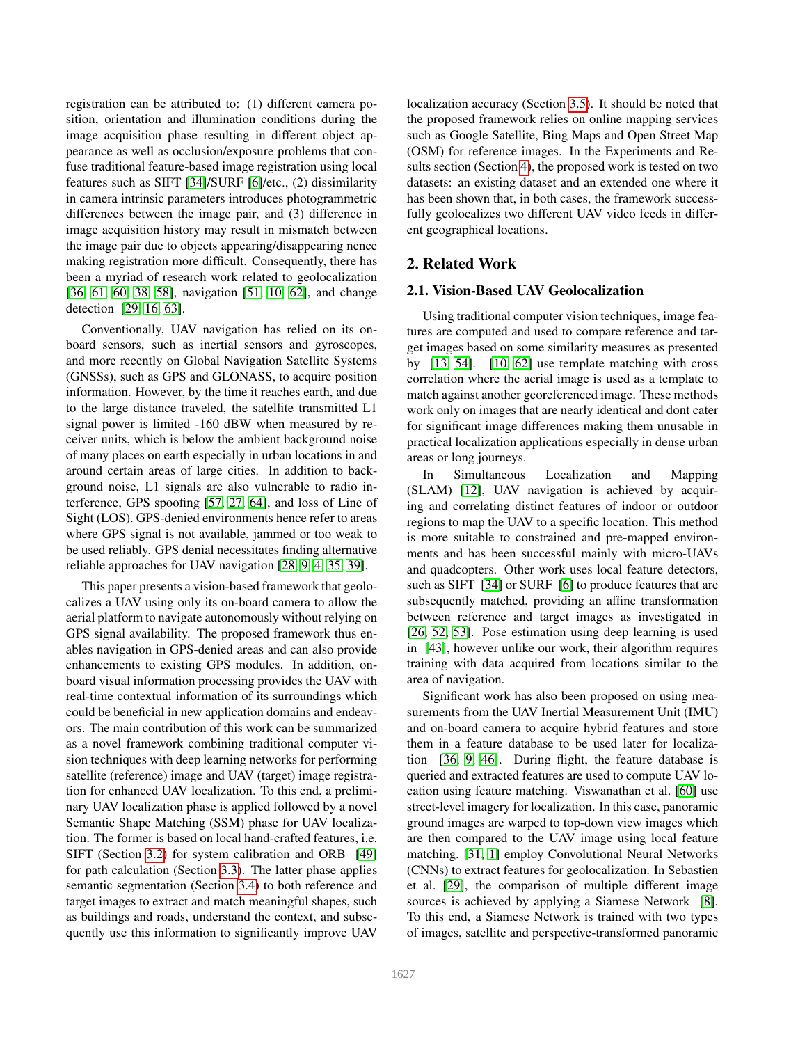registration can be attributed to: (1) different camera position, orientation and illumination conditions during the image acquisition phase resulting in different object appearance as well as occlusion/exposure problems that confuse traditional feature-based image registration using local features such as SIFT [34]/SURF [6]/etc., (2) dissimilarity in camera intrinsic parameters introduces photogrammetric differences between the image pair, and (3) difference in image acquisition history may result in mismatch between the image pair due to objects appearing/disappearing nence making registration more difficult. Consequently, there has been a myriad of research work related to geolocalization [36, 61, 60, 38, 58], navigation [51, 10, 62], and change detection [29, 16, 63].

Conventionally, UAV navigation has relied on its onboard sensors, such as inertial sensors and gyroscopes, and more recently on Global Navigation Satellite Systems (GNSSs), such as GPS and GLONASS, to acquire position information. However, by the time it reaches earth, and due to the large distance traveled, the satellite transmitted L1 signal power is limited -160 dBW when measured by receiver units, which is below the ambient background noise of many places on earth especially in urban locations in and around certain areas of large cities. In addition to background noise, L1 signals are also vulnerable to radio interference, GPS spoofing [57, 27, 64], and loss of Line of Sight (LOS). GPS-denied environments hence refer to areas where GPS signal is not available, jammed or too weak to be used reliably. GPS denial necessitates finding alternative reliable approaches for UAV navigation [28, 9, 4, 35, 39].

This paper presents a vision-based framework that geolocalizes a UAV using only its on-board camera to allow the aerial platform to navigate autonomously without relying on GPS signal availability. The proposed framework thus enables navigation in GPS-denied areas and can also provide enhancements to existing GPS modules. In addition, onboard visual information processing provides the UAV with real-time contextual information of its surroundings which could be beneficial in new application domains and endeavors. The main contribution of this work can be summarized as a novel framework combining traditional computer vision techniques with deep learning networks for performing satellite (reference) image and UAV (target) image registration for enhanced UAV localization. To this end, a preliminary UAV localization phase is applied followed by a novel Semantic Shape Matching (SSM) phase for UAV localization. The former is based on local hand-crafted features, i.e. SIFT (Section 3.2) for system calibration and ORB [49] for path calculation (Section 3.3). The latter phase applies semantic segmentation (Section 3.4) to both reference and target images to extract and match meaningful shapes, such as buildings and roads, understand the context, and subsequently use this information to significantly improve UAV localization accuracy (Section 3.5). It should be noted that the proposed framework relies on online mapping services such as Google Satellite, Bing Maps and Open Street Map (OSM) for reference images. In the Experiments and Results section (Section 4), the proposed work is tested on two datasets: an existing dataset and an extended one where it has been shown that, in both cases, the framework successfully geolocalizes two different UAV video feeds in different geographical locations.

## 2. Related Work

### 2.1. Vision-Based UAV Geolocalization

Using traditional computer vision techniques, image features are computed and used to compare reference and target images based on some similarity measures as presented by [13, 54]. [10, 62] use template matching with cross correlation where the aerial image is used as a template to match against another georeferenced image. These methods work only on images that are nearly identical and dont cater for significant image differences making them unusable in practical localization applications especially in dense urban areas or long journeys.

In Simultaneous Localization and Mapping (SLAM) [12], UAV navigation is achieved by acquiring and correlating distinct features of indoor or outdoor regions to map the UAV to a specific location. This method is more suitable to constrained and pre-mapped environments and has been successful mainly with micro-UAVs and quadcopters. Other work uses local feature detectors, such as SIFT [34] or SURF [6] to produce features that are subsequently matched, providing an affine transformation between reference and target images as investigated in [26, 52, 53]. Pose estimation using deep learning is used in [43], however unlike our work, their algorithm requires training with data acquired from locations similar to the area of navigation.

Significant work has also been proposed on using measurements from the UAV Inertial Measurement Unit (IMU) and on-board camera to acquire hybrid features and store them in a feature database to be used later for localization [36, 9, 46]. During flight, the feature database is queried and extracted features are used to compute UAV location using feature matching. Viswanathan et al. [60] use street-level imagery for localization. In this case, panoramic ground images are warped to top-down view images which are then compared to the UAV image using local feature matching. [31, 1] employ Convolutional Neural Networks (CNNs) to extract features for geolocalization. In Sebastien et al. [29], the comparison of multiple different image sources is achieved by applying a Siamese Network [8]. To this end, a Siamese Network is trained with two types of images, satellite and perspective-transformed panoramic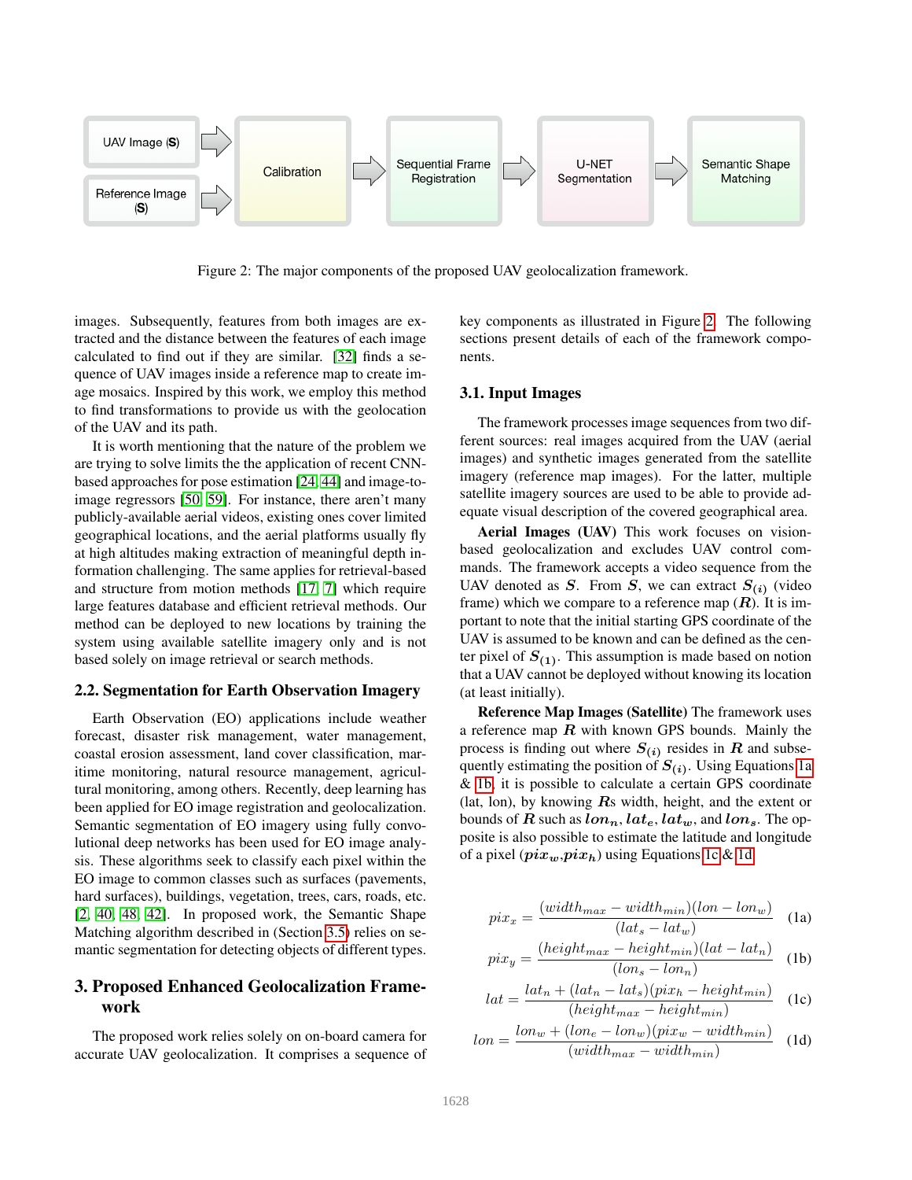UAV Image (S) → Calibration; Reference Image (S) → Calibration → Sequential Frame Registration → U-NET Segmentation → Semantic Shape Matching

Figure 2: The major components of the proposed UAV geolocalization framework.

images. Subsequently, features from both images are extracted and the distance between the features of each image calculated to find out if they are similar. [32] finds a sequence of UAV images inside a reference map to create image mosaics. Inspired by this work, we employ this method to find transformations to provide us with the geolocation of the UAV and its path.

It is worth mentioning that the nature of the problem we are trying to solve limits the the application of recent CNN-based approaches for pose estimation [24, 44] and image-to-image regressors [50, 59]. For instance, there aren't many publicly-available aerial videos, existing ones cover limited geographical locations, and the aerial platforms usually fly at high altitudes making extraction of meaningful depth information challenging. The same applies for retrieval-based and structure from motion methods [17, 7] which require large features database and efficient retrieval methods. Our method can be deployed to new locations by training the system using available satellite imagery only and is not based solely on image retrieval or search methods.

### 2.2. Segmentation for Earth Observation Imagery

Earth Observation (EO) applications include weather forecast, disaster risk management, water management, coastal erosion assessment, land cover classification, maritime monitoring, natural resource management, agricultural monitoring, among others. Recently, deep learning has been applied for EO image registration and geolocalization. Semantic segmentation of EO imagery using fully convolutional deep networks has been used for EO image analysis. These algorithms seek to classify each pixel within the EO image to common classes such as surfaces (pavements, hard surfaces), buildings, vegetation, trees, cars, roads, etc. [2, 40, 48, 42]. In proposed work, the Semantic Shape Matching algorithm described in (Section 3.5) relies on semantic segmentation for detecting objects of different types.

## 3. Proposed Enhanced Geolocalization Framework

The proposed work relies solely on on-board camera for accurate UAV geolocalization. It comprises a sequence of key components as illustrated in Figure 2. The following sections present details of each of the framework components.

### 3.1. Input Images

The framework processes image sequences from two different sources: real images acquired from the UAV (aerial images) and synthetic images generated from the satellite imagery (reference map images). For the latter, multiple satellite imagery sources are used to be able to provide adequate visual description of the covered geographical area.

**Aerial Images (UAV)** This work focuses on vision-based geolocalization and excludes UAV control commands. The framework accepts a video sequence from the UAV denoted as $\boldsymbol{S}$. From $\boldsymbol{S}$, we can extract $\boldsymbol{S_{(i)}}$ (video frame) which we compare to a reference map ($\boldsymbol{R}$). It is important to note that the initial starting GPS coordinate of the UAV is assumed to be known and can be defined as the center pixel of $\boldsymbol{S_{(1)}}$. This assumption is made based on notion that a UAV cannot be deployed without knowing its location (at least initially).

**Reference Map Images (Satellite)** The framework uses a reference map $\boldsymbol{R}$ with known GPS bounds. Mainly the process is finding out where $\boldsymbol{S_{(i)}}$ resides in $\boldsymbol{R}$ and subsequently estimating the position of $\boldsymbol{S_{(i)}}$. Using Equations 1a & 1b, it is possible to calculate a certain GPS coordinate (lat, lon), by knowing $\boldsymbol{R}$s width, height, and the extent or bounds of $\boldsymbol{R}$ such as $\boldsymbol{lon_n}, \boldsymbol{lat_e}, \boldsymbol{lat_w}$, and $\boldsymbol{lon_s}$. The opposite is also possible to estimate the latitude and longitude of a pixel ($\boldsymbol{pix_w}$,$\boldsymbol{pix_h}$) using Equations 1c & 1d.

$$pix_x = \frac{(width_{max} - width_{min})(lon - lon_w)}{(lat_s - lat_w)} \quad \text{(1a)}$$

$$pix_y = \frac{(height_{max} - height_{min})(lat - lat_n)}{(lon_s - lon_n)} \quad \text{(1b)}$$

$$lat = \frac{lat_n + (lat_n - lat_s)(pix_h - height_{min})}{(height_{max} - height_{min})} \quad \text{(1c)}$$

$$lon = \frac{lon_w + (lon_e - lon_w)(pix_w - width_{min})}{(width_{max} - width_{min})} \quad \text{(1d)}$$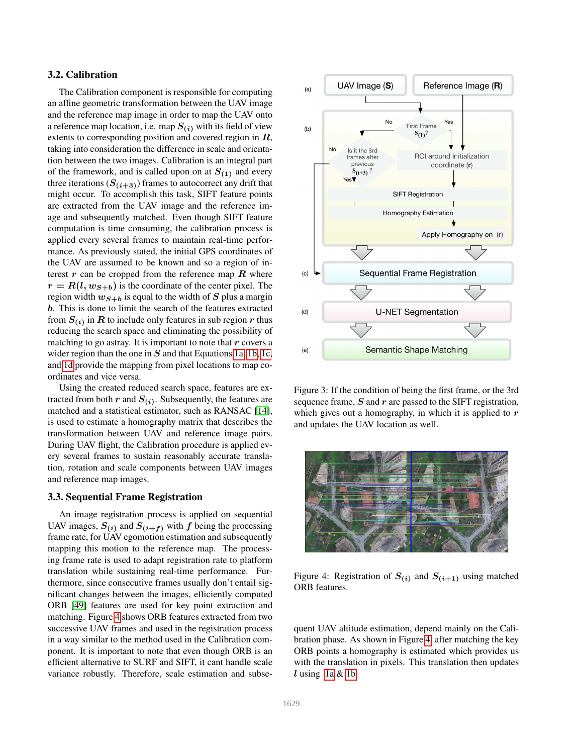### 3.2. Calibration

The Calibration component is responsible for computing an affine geometric transformation between the UAV image and the reference map image in order to map the UAV onto a reference map location, i.e. map $S_{(i)}$ with its field of view extents to corresponding position and covered region in $R$, taking into consideration the difference in scale and orientation between the two images. Calibration is an integral part of the framework, and is called upon on at $S_{(1)}$ and every three iterations ($S_{(i+3)}$) frames to autocorrect any drift that might occur. To accomplish this task, SIFT feature points are extracted from the UAV image and the reference image and subsequently matched. Even though SIFT feature computation is time consuming, the calibration process is applied every several frames to maintain real-time performance. As previously stated, the initial GPS coordinates of the UAV are assumed to be known and so a region of interest $r$ can be cropped from the reference map $R$ where $r = R(l, w_{S+b})$ is the coordinate of the center pixel. The region width $w_{S+b}$ is equal to the width of $S$ plus a margin $b$. This is done to limit the search of the features extracted from $S_{(i)}$ in $R$ to include only features in sub region $r$ thus reducing the search space and eliminating the possibility of matching to go astray. It is important to note that $r$ covers a wider region than the one in $S$ and that Equations 1a, 1b, 1c, and 1d provide the mapping from pixel locations to map coordinates and vice versa.

Using the created reduced search space, features are extracted from both $r$ and $S_{(i)}$. Subsequently, the features are matched and a statistical estimator, such as RANSAC [14], is used to estimate a homography matrix that describes the transformation between UAV and reference image pairs. During UAV flight, the Calibration procedure is applied every several frames to sustain reasonably accurate translation, rotation and scale components between UAV images and reference map images.

### 3.3. Sequential Frame Registration

An image registration process is applied on sequential UAV images, $S_{(i)}$ and $S_{(i+f)}$ with $f$ being the processing frame rate, for UAV egomotion estimation and subsequently mapping this motion to the reference map. The processing frame rate is used to adapt registration rate to platform translation while sustaining real-time performance. Furthermore, since consecutive frames usually don't entail significant changes between the images, efficiently computed ORB [49] features are used for key point extraction and matching. Figure 4 shows ORB features extracted from two successive UAV frames and used in the registration process in a way similar to the method used in the Calibration component. It is important to note that even though ORB is an efficient alternative to SURF and SIFT, it cant handle scale variance robustly. Therefore, scale estimation and subsequent UAV altitude estimation, depend mainly on the Calibration phase. As shown in Figure 4, after matching the key ORB points a homography is estimated which provides us with the translation in pixels. This translation then updates $l$ using 1a & 1b.

Figure 3: If the condition of being the first frame, or the 3rd sequence frame, $S$ and $r$ are passed to the SIFT registration, which gives out a homography, in which it is applied to $r$ and updates the UAV location as well.

Figure 4: Registration of $S_{(i)}$ and $S_{(i+1)}$ using matched ORB features.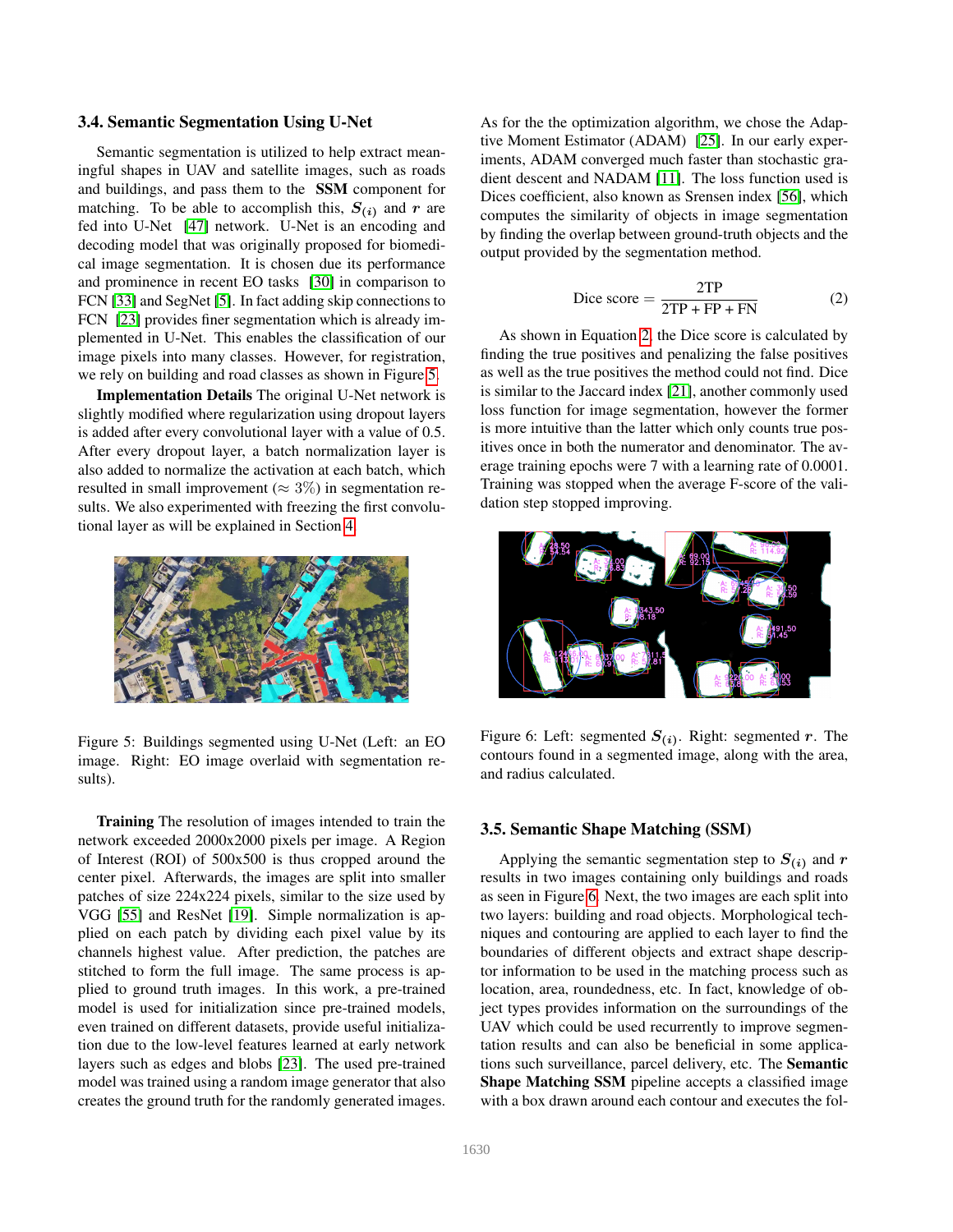### 3.4. Semantic Segmentation Using U-Net

Semantic segmentation is utilized to help extract meaningful shapes in UAV and satellite images, such as roads and buildings, and pass them to the **SSM** component for matching. To be able to accomplish this, $\boldsymbol{S}_{(i)}$ and $\boldsymbol{r}$ are fed into U-Net [47] network. U-Net is an encoding and decoding model that was originally proposed for biomedical image segmentation. It is chosen due its performance and prominence in recent EO tasks [30] in comparison to FCN [33] and SegNet [5]. In fact adding skip connections to FCN [23] provides finer segmentation which is already implemented in U-Net. This enables the classification of our image pixels into many classes. However, for registration, we rely on building and road classes as shown in Figure 5.

**Implementation Details** The original U-Net network is slightly modified where regularization using dropout layers is added after every convolutional layer with a value of 0.5. After every dropout layer, a batch normalization layer is also added to normalize the activation at each batch, which resulted in small improvement ($\approx 3\%$) in segmentation results. We also experimented with freezing the first convolutional layer as will be explained in Section 4.

Figure 5: Buildings segmented using U-Net (Left: an EO image. Right: EO image overlaid with segmentation results).

**Training** The resolution of images intended to train the network exceeded 2000x2000 pixels per image. A Region of Interest (ROI) of 500x500 is thus cropped around the center pixel. Afterwards, the images are split into smaller patches of size 224x224 pixels, similar to the size used by VGG [55] and ResNet [19]. Simple normalization is applied on each patch by dividing each pixel value by its channels highest value. After prediction, the patches are stitched to form the full image. The same process is applied to ground truth images. In this work, a pre-trained model is used for initialization since pre-trained models, even trained on different datasets, provide useful initialization due to the low-level features learned at early network layers such as edges and blobs [23]. The used pre-trained model was trained using a random image generator that also creates the ground truth for the randomly generated images.

As for the the optimization algorithm, we chose the Adaptive Moment Estimator (ADAM) [25]. In our early experiments, ADAM converged much faster than stochastic gradient descent and NADAM [11]. The loss function used is Dices coefficient, also known as Srensen index [56], which computes the similarity of objects in image segmentation by finding the overlap between ground-truth objects and the output provided by the segmentation method.

$$\text{Dice score} = \frac{2\text{TP}}{2\text{TP} + \text{FP} + \text{FN}} \tag{2}$$

As shown in Equation 2, the Dice score is calculated by finding the true positives and penalizing the false positives as well as the true positives the method could not find. Dice is similar to the Jaccard index [21], another commonly used loss function for image segmentation, however the former is more intuitive than the latter which only counts true positives once in both the numerator and denominator. The average training epochs were 7 with a learning rate of 0.0001. Training was stopped when the average F-score of the validation step stopped improving.

Figure 6: Left: segmented $\boldsymbol{S}_{(i)}$. Right: segmented $\boldsymbol{r}$. The contours found in a segmented image, along with the area, and radius calculated.

### 3.5. Semantic Shape Matching (SSM)

Applying the semantic segmentation step to $\boldsymbol{S}_{(i)}$ and $\boldsymbol{r}$ results in two images containing only buildings and roads as seen in Figure 6. Next, the two images are each split into two layers: building and road objects. Morphological techniques and contouring are applied to each layer to find the boundaries of different objects and extract shape descriptor information to be used in the matching process such as location, area, roundedness, etc. In fact, knowledge of object types provides information on the surroundings of the UAV which could be used recurrently to improve segmentation results and can also be beneficial in some applications such surveillance, parcel delivery, etc. The **Semantic Shape Matching SSM** pipeline accepts a classified image with a box drawn around each contour and executes the fol-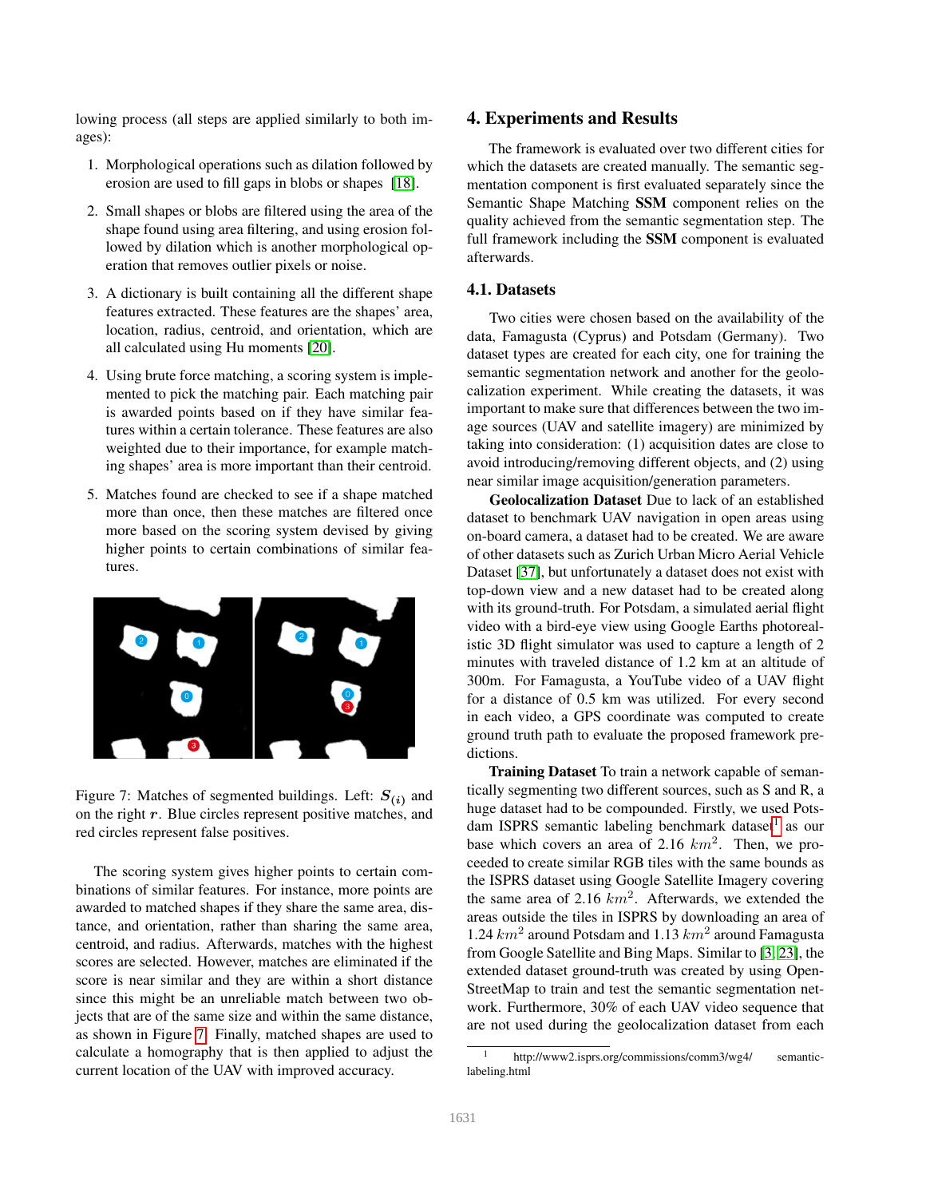lowing process (all steps are applied similarly to both images):

1. Morphological operations such as dilation followed by erosion are used to fill gaps in blobs or shapes [18].
2. Small shapes or blobs are filtered using the area of the shape found using area filtering, and using erosion followed by dilation which is another morphological operation that removes outlier pixels or noise.
3. A dictionary is built containing all the different shape features extracted. These features are the shapes' area, location, radius, centroid, and orientation, which are all calculated using Hu moments [20].
4. Using brute force matching, a scoring system is implemented to pick the matching pair. Each matching pair is awarded points based on if they have similar features within a certain tolerance. These features are also weighted due to their importance, for example matching shapes' area is more important than their centroid.
5. Matches found are checked to see if a shape matched more than once, then these matches are filtered once more based on the scoring system devised by giving higher points to certain combinations of similar features.

Figure 7: Matches of segmented buildings. Left: $\boldsymbol{S}_{(i)}$ and on the right $\boldsymbol{r}$. Blue circles represent positive matches, and red circles represent false positives.

The scoring system gives higher points to certain combinations of similar features. For instance, more points are awarded to matched shapes if they share the same area, distance, and orientation, rather than sharing the same area, centroid, and radius. Afterwards, matches with the highest scores are selected. However, matches are eliminated if the score is near similar and they are within a short distance since this might be an unreliable match between two objects that are of the same size and within the same distance, as shown in Figure 7. Finally, matched shapes are used to calculate a homography that is then applied to adjust the current location of the UAV with improved accuracy.

## 4. Experiments and Results

The framework is evaluated over two different cities for which the datasets are created manually. The semantic segmentation component is first evaluated separately since the Semantic Shape Matching **SSM** component relies on the quality achieved from the semantic segmentation step. The full framework including the **SSM** component is evaluated afterwards.

### 4.1. Datasets

Two cities were chosen based on the availability of the data, Famagusta (Cyprus) and Potsdam (Germany). Two dataset types are created for each city, one for training the semantic segmentation network and another for the geolocalization experiment. While creating the datasets, it was important to make sure that differences between the two image sources (UAV and satellite imagery) are minimized by taking into consideration: (1) acquisition dates are close to avoid introducing/removing different objects, and (2) using near similar image acquisition/generation parameters.

**Geolocalization Dataset** Due to lack of an established dataset to benchmark UAV navigation in open areas using on-board camera, a dataset had to be created. We are aware of other datasets such as Zurich Urban Micro Aerial Vehicle Dataset [37], but unfortunately a dataset does not exist with top-down view and a new dataset had to be created along with its ground-truth. For Potsdam, a simulated aerial flight video with a bird-eye view using Google Earths photorealistic 3D flight simulator was used to capture a length of 2 minutes with traveled distance of 1.2 km at an altitude of 300m. For Famagusta, a YouTube video of a UAV flight for a distance of 0.5 km was utilized. For every second in each video, a GPS coordinate was computed to create ground truth path to evaluate the proposed framework predictions.

**Training Dataset** To train a network capable of semantically segmenting two different sources, such as S and R, a huge dataset had to be compounded. Firstly, we used Potsdam ISPRS semantic labeling benchmark dataset[1] as our base which covers an area of 2.16 $km^2$. Then, we proceeded to create similar RGB tiles with the same bounds as the ISPRS dataset using Google Satellite Imagery covering the same area of 2.16 $km^2$. Afterwards, we extended the areas outside the tiles in ISPRS by downloading an area of 1.24 $km^2$ around Potsdam and 1.13 $km^2$ around Famagusta from Google Satellite and Bing Maps. Similar to [3, 23], the extended dataset ground-truth was created by using OpenStreetMap to train and test the semantic segmentation network. Furthermore, 30% of each UAV video sequence that are not used during the geolocalization dataset from each

[1] http://www2.isprs.org/commissions/comm3/wg4/semantic-labeling.html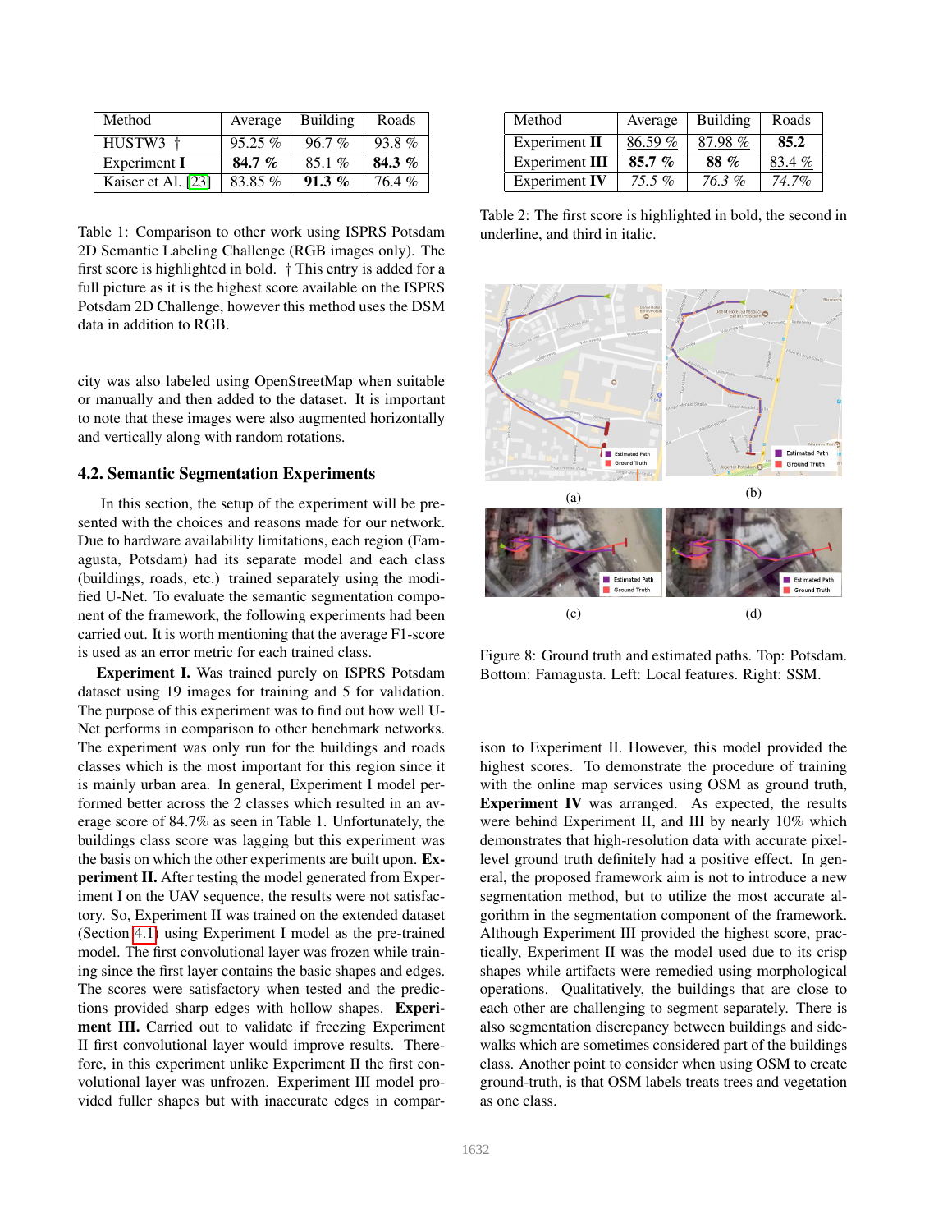| Method | Average | Building | Roads |
|---|---|---|---|
| HUSTW3 † | 95.25 % | 96.7 % | 93.8 % |
| Experiment **I** | **84.7 %** | 85.1 % | **84.3 %** |
| Kaiser et Al. [23] | 83.85 % | **91.3 %** | 76.4 % |

Table 1: Comparison to other work using ISPRS Potsdam 2D Semantic Labeling Challenge (RGB images only). The first score is highlighted in bold. † This entry is added for a full picture as it is the highest score available on the ISPRS Potsdam 2D Challenge, however this method uses the DSM data in addition to RGB.

city was also labeled using OpenStreetMap when suitable or manually and then added to the dataset. It is important to note that these images were also augmented horizontally and vertically along with random rotations.

## 4.2. Semantic Segmentation Experiments

In this section, the setup of the experiment will be presented with the choices and reasons made for our network. Due to hardware availability limitations, each region (Famagusta, Potsdam) had its separate model and each class (buildings, roads, etc.) trained separately using the modified U-Net. To evaluate the semantic segmentation component of the framework, the following experiments had been carried out. It is worth mentioning that the average F1-score is used as an error metric for each trained class.

**Experiment I.** Was trained purely on ISPRS Potsdam dataset using 19 images for training and 5 for validation. The purpose of this experiment was to find out how well U-Net performs in comparison to other benchmark networks. The experiment was only run for the buildings and roads classes which is the most important for this region since it is mainly urban area. In general, Experiment I model performed better across the 2 classes which resulted in an average score of 84.7% as seen in Table 1. Unfortunately, the buildings class score was lagging but this experiment was the basis on which the other experiments are built upon. **Experiment II.** After testing the model generated from Experiment I on the UAV sequence, the results were not satisfactory. So, Experiment II was trained on the extended dataset (Section 4.1) using Experiment I model as the pre-trained model. The first convolutional layer was frozen while training since the first layer contains the basic shapes and edges. The scores were satisfactory when tested and the predictions provided sharp edges with hollow shapes. **Experiment III.** Carried out to validate if freezing Experiment II first convolutional layer would improve results. Therefore, in this experiment unlike Experiment II the first convolutional layer was unfrozen. Experiment III model provided fuller shapes but with inaccurate edges in comparison to Experiment II. However, this model provided the highest scores. To demonstrate the procedure of training with the online map services using OSM as ground truth, **Experiment IV** was arranged. As expected, the results were behind Experiment II, and III by nearly 10% which demonstrates that high-resolution data with accurate pixel-level ground truth definitely had a positive effect. In general, the proposed framework aim is not to introduce a new segmentation method, but to utilize the most accurate algorithm in the segmentation component of the framework. Although Experiment III provided the highest score, practically, Experiment II was the model used due to its crisp shapes while artifacts were remedied using morphological operations. Qualitatively, the buildings that are close to each other are challenging to segment separately. There is also segmentation discrepancy between buildings and sidewalks which are sometimes considered part of the buildings class. Another point to consider when using OSM to create ground-truth, is that OSM labels treats trees and vegetation as one class.

| Method | Average | Building | Roads |
|---|---|---|---|
| Experiment **II** | 86.59 % | 87.98 % | **85.2** |
| Experiment **III** | **85.7 %** | **88 %** | 83.4 % |
| Experiment **IV** | *75.5 %* | *76.3 %* | *74.7%* |

Table 2: The first score is highlighted in bold, the second in underline, and third in italic.

Figure 8: Ground truth and estimated paths. Top: Potsdam. Bottom: Famagusta. Left: Local features. Right: SSM.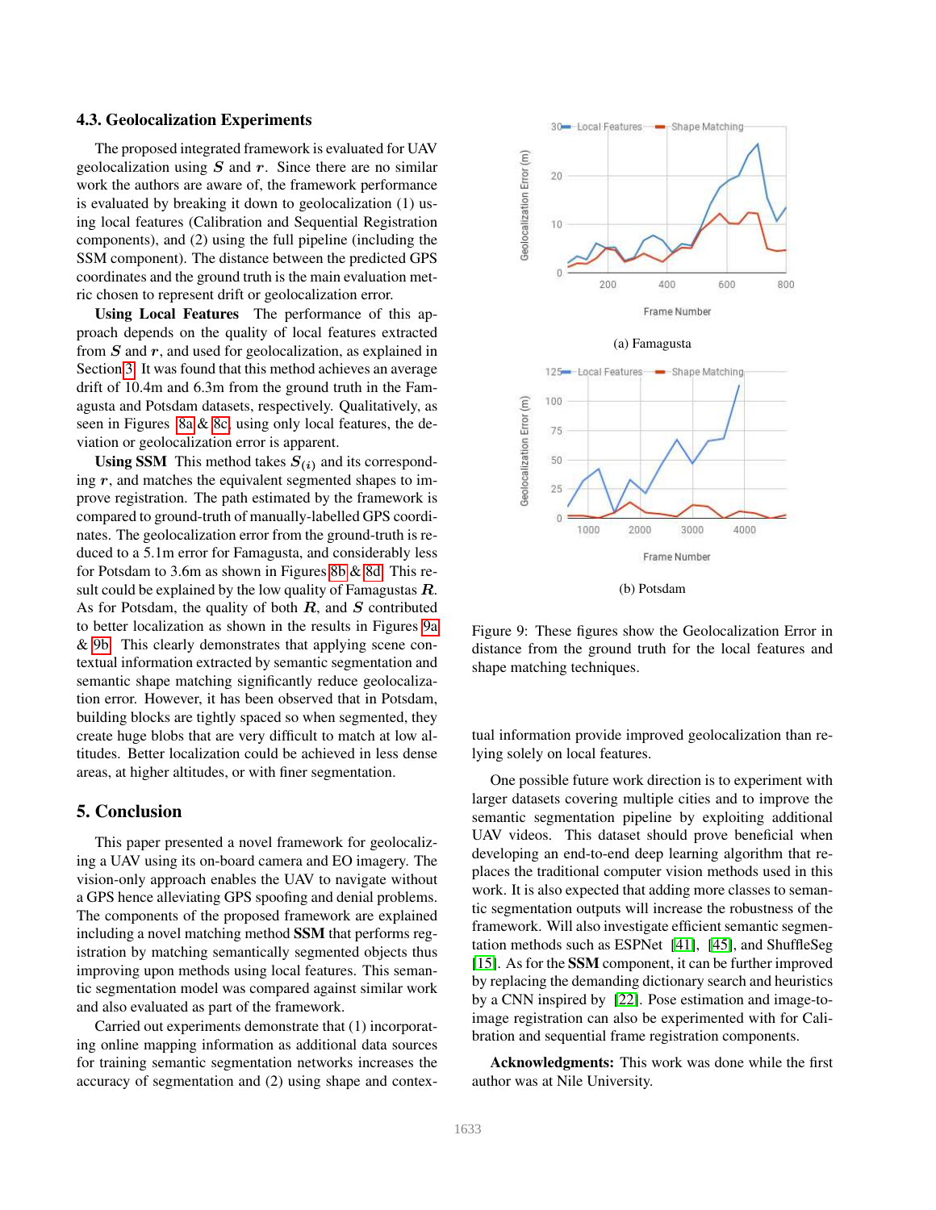### 4.3. Geolocalization Experiments

The proposed integrated framework is evaluated for UAV geolocalization using $\boldsymbol{S}$ and $\boldsymbol{r}$. Since there are no similar work the authors are aware of, the framework performance is evaluated by breaking it down to geolocalization (1) using local features (Calibration and Sequential Registration components), and (2) using the full pipeline (including the SSM component). The distance between the predicted GPS coordinates and the ground truth is the main evaluation metric chosen to represent drift or geolocalization error.

**Using Local Features** The performance of this approach depends on the quality of local features extracted from $\boldsymbol{S}$ and $\boldsymbol{r}$, and used for geolocalization, as explained in Section 3. It was found that this method achieves an average drift of 10.4m and 6.3m from the ground truth in the Famagusta and Potsdam datasets, respectively. Qualitatively, as seen in Figures 8a & 8c, using only local features, the deviation or geolocalization error is apparent.

**Using SSM** This method takes $\boldsymbol{S}_{(i)}$ and its corresponding $\boldsymbol{r}$, and matches the equivalent segmented shapes to improve registration. The path estimated by the framework is compared to ground-truth of manually-labelled GPS coordinates. The geolocalization error from the ground-truth is reduced to a 5.1m error for Famagusta, and considerably less for Potsdam to 3.6m as shown in Figures 8b & 8d. This result could be explained by the low quality of Famagustas $\boldsymbol{R}$. As for Potsdam, the quality of both $\boldsymbol{R}$, and $\boldsymbol{S}$ contributed to better localization as shown in the results in Figures 9a & 9b. This clearly demonstrates that applying scene contextual information extracted by semantic segmentation and semantic shape matching significantly reduce geolocalization error. However, it has been observed that in Potsdam, building blocks are tightly spaced so when segmented, they create huge blobs that are very difficult to match at low altitudes. Better localization could be achieved in less dense areas, at higher altitudes, or with finer segmentation.

(a) Famagusta

(b) Potsdam

Figure 9: These figures show the Geolocalization Error in distance from the ground truth for the local features and shape matching techniques.

## 5. Conclusion

This paper presented a novel framework for geolocalizing a UAV using its on-board camera and EO imagery. The vision-only approach enables the UAV to navigate without a GPS hence alleviating GPS spoofing and denial problems. The components of the proposed framework are explained including a novel matching method **SSM** that performs registration by matching semantically segmented objects thus improving upon methods using local features. This semantic segmentation model was compared against similar work and also evaluated as part of the framework.

Carried out experiments demonstrate that (1) incorporating online mapping information as additional data sources for training semantic segmentation networks increases the accuracy of segmentation and (2) using shape and contextual information provide improved geolocalization than relying solely on local features.

One possible future work direction is to experiment with larger datasets covering multiple cities and to improve the semantic segmentation pipeline by exploiting additional UAV videos. This dataset should prove beneficial when developing an end-to-end deep learning algorithm that replaces the traditional computer vision methods used in this work. It is also expected that adding more classes to semantic segmentation outputs will increase the robustness of the framework. Will also investigate efficient semantic segmentation methods such as ESPNet [41], [45], and ShuffleSeg [15]. As for the **SSM** component, it can be further improved by replacing the demanding dictionary search and heuristics by a CNN inspired by [22]. Pose estimation and image-to-image registration can also be experimented with for Calibration and sequential frame registration components.

**Acknowledgments:** This work was done while the first author was at Nile University.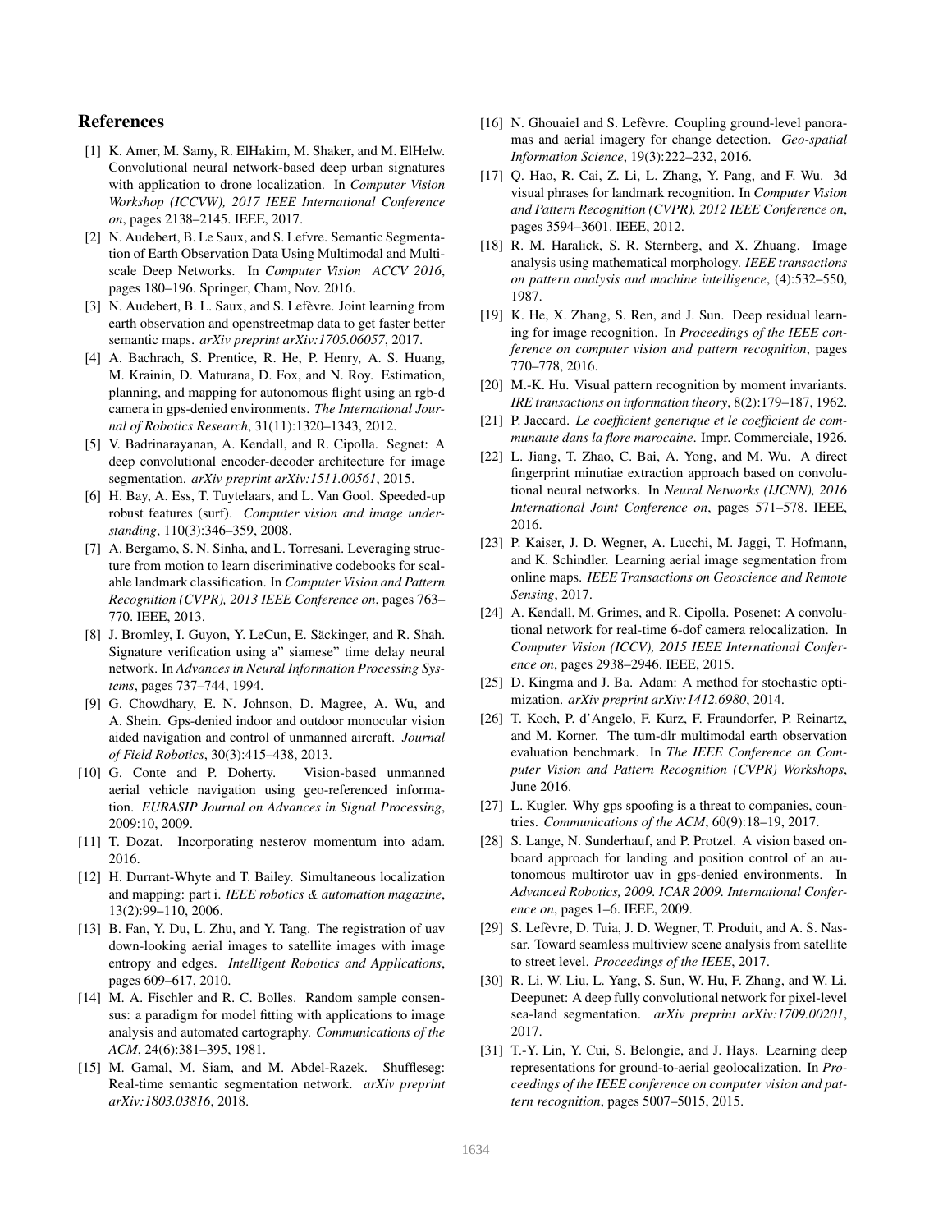## References

[1] K. Amer, M. Samy, R. ElHakim, M. Shaker, and M. ElHelw. Convolutional neural network-based deep urban signatures with application to drone localization. In *Computer Vision Workshop (ICCVW), 2017 IEEE International Conference on*, pages 2138–2145. IEEE, 2017.

[2] N. Audebert, B. Le Saux, and S. Lefvre. Semantic Segmentation of Earth Observation Data Using Multimodal and Multiscale Deep Networks. In *Computer Vision ACCV 2016*, pages 180–196. Springer, Cham, Nov. 2016.

[3] N. Audebert, B. L. Saux, and S. Lefèvre. Joint learning from earth observation and openstreetmap data to get faster better semantic maps. *arXiv preprint arXiv:1705.06057*, 2017.

[4] A. Bachrach, S. Prentice, R. He, P. Henry, A. S. Huang, M. Krainin, D. Maturana, D. Fox, and N. Roy. Estimation, planning, and mapping for autonomous flight using an rgb-d camera in gps-denied environments. *The International Journal of Robotics Research*, 31(11):1320–1343, 2012.

[5] V. Badrinarayanan, A. Kendall, and R. Cipolla. Segnet: A deep convolutional encoder-decoder architecture for image segmentation. *arXiv preprint arXiv:1511.00561*, 2015.

[6] H. Bay, A. Ess, T. Tuytelaars, and L. Van Gool. Speeded-up robust features (surf). *Computer vision and image understanding*, 110(3):346–359, 2008.

[7] A. Bergamo, S. N. Sinha, and L. Torresani. Leveraging structure from motion to learn discriminative codebooks for scalable landmark classification. In *Computer Vision and Pattern Recognition (CVPR), 2013 IEEE Conference on*, pages 763–770. IEEE, 2013.

[8] J. Bromley, I. Guyon, Y. LeCun, E. Säckinger, and R. Shah. Signature verification using a" siamese" time delay neural network. In *Advances in Neural Information Processing Systems*, pages 737–744, 1994.

[9] G. Chowdhary, E. N. Johnson, D. Magree, A. Wu, and A. Shein. Gps-denied indoor and outdoor monocular vision aided navigation and control of unmanned aircraft. *Journal of Field Robotics*, 30(3):415–438, 2013.

[10] G. Conte and P. Doherty. Vision-based unmanned aerial vehicle navigation using geo-referenced information. *EURASIP Journal on Advances in Signal Processing*, 2009:10, 2009.

[11] T. Dozat. Incorporating nesterov momentum into adam. 2016.

[12] H. Durrant-Whyte and T. Bailey. Simultaneous localization and mapping: part i. *IEEE robotics & automation magazine*, 13(2):99–110, 2006.

[13] B. Fan, Y. Du, L. Zhu, and Y. Tang. The registration of uav down-looking aerial images to satellite images with image entropy and edges. *Intelligent Robotics and Applications*, pages 609–617, 2010.

[14] M. A. Fischler and R. C. Bolles. Random sample consensus: a paradigm for model fitting with applications to image analysis and automated cartography. *Communications of the ACM*, 24(6):381–395, 1981.

[15] M. Gamal, M. Siam, and M. Abdel-Razek. Shuffleseg: Real-time semantic segmentation network. *arXiv preprint arXiv:1803.03816*, 2018.

[16] N. Ghouaiel and S. Lefèvre. Coupling ground-level panoramas and aerial imagery for change detection. *Geo-spatial Information Science*, 19(3):222–232, 2016.

[17] Q. Hao, R. Cai, Z. Li, L. Zhang, Y. Pang, and F. Wu. 3d visual phrases for landmark recognition. In *Computer Vision and Pattern Recognition (CVPR), 2012 IEEE Conference on*, pages 3594–3601. IEEE, 2012.

[18] R. M. Haralick, S. R. Sternberg, and X. Zhuang. Image analysis using mathematical morphology. *IEEE transactions on pattern analysis and machine intelligence*, (4):532–550, 1987.

[19] K. He, X. Zhang, S. Ren, and J. Sun. Deep residual learning for image recognition. In *Proceedings of the IEEE conference on computer vision and pattern recognition*, pages 770–778, 2016.

[20] M.-K. Hu. Visual pattern recognition by moment invariants. *IRE transactions on information theory*, 8(2):179–187, 1962.

[21] P. Jaccard. *Le coefficient generique et le coefficient de communaute dans la flore marocaine*. Impr. Commerciale, 1926.

[22] L. Jiang, T. Zhao, C. Bai, A. Yong, and M. Wu. A direct fingerprint minutiae extraction approach based on convolutional neural networks. In *Neural Networks (IJCNN), 2016 International Joint Conference on*, pages 571–578. IEEE, 2016.

[23] P. Kaiser, J. D. Wegner, A. Lucchi, M. Jaggi, T. Hofmann, and K. Schindler. Learning aerial image segmentation from online maps. *IEEE Transactions on Geoscience and Remote Sensing*, 2017.

[24] A. Kendall, M. Grimes, and R. Cipolla. Posenet: A convolutional network for real-time 6-dof camera relocalization. In *Computer Vision (ICCV), 2015 IEEE International Conference on*, pages 2938–2946. IEEE, 2015.

[25] D. Kingma and J. Ba. Adam: A method for stochastic optimization. *arXiv preprint arXiv:1412.6980*, 2014.

[26] T. Koch, P. d'Angelo, F. Kurz, F. Fraundorfer, P. Reinartz, and M. Korner. The tum-dlr multimodal earth observation evaluation benchmark. In *The IEEE Conference on Computer Vision and Pattern Recognition (CVPR) Workshops*, June 2016.

[27] L. Kugler. Why gps spoofing is a threat to companies, countries. *Communications of the ACM*, 60(9):18–19, 2017.

[28] S. Lange, N. Sunderhauf, and P. Protzel. A vision based onboard approach for landing and position control of an autonomous multirotor uav in gps-denied environments. In *Advanced Robotics, 2009. ICAR 2009. International Conference on*, pages 1–6. IEEE, 2009.

[29] S. Lefèvre, D. Tuia, J. D. Wegner, T. Produit, and A. S. Nassar. Toward seamless multiview scene analysis from satellite to street level. *Proceedings of the IEEE*, 2017.

[30] R. Li, W. Liu, L. Yang, S. Sun, W. Hu, F. Zhang, and W. Li. Deepunet: A deep fully convolutional network for pixel-level sea-land segmentation. *arXiv preprint arXiv:1709.00201*, 2017.

[31] T.-Y. Lin, Y. Cui, S. Belongie, and J. Hays. Learning deep representations for ground-to-aerial geolocalization. In *Proceedings of the IEEE conference on computer vision and pattern recognition*, pages 5007–5015, 2015.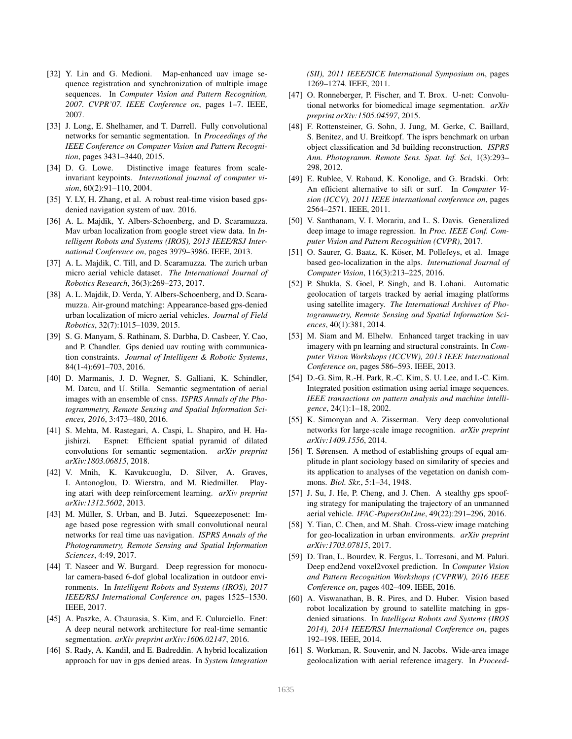[32] Y. Lin and G. Medioni. Map-enhanced uav image sequence registration and synchronization of multiple image sequences. In *Computer Vision and Pattern Recognition, 2007. CVPR'07. IEEE Conference on*, pages 1–7. IEEE, 2007.

[33] J. Long, E. Shelhamer, and T. Darrell. Fully convolutional networks for semantic segmentation. In *Proceedings of the IEEE Conference on Computer Vision and Pattern Recognition*, pages 3431–3440, 2015.

[34] D. G. Lowe. Distinctive image features from scale-invariant keypoints. *International journal of computer vision*, 60(2):91–110, 2004.

[35] Y. LY, H. Zhang, et al. A robust real-time vision based gps-denied navigation system of uav. 2016.

[36] A. L. Majdik, Y. Albers-Schoenberg, and D. Scaramuzza. Mav urban localization from google street view data. In *Intelligent Robots and Systems (IROS), 2013 IEEE/RSJ International Conference on*, pages 3979–3986. IEEE, 2013.

[37] A. L. Majdik, C. Till, and D. Scaramuzza. The zurich urban micro aerial vehicle dataset. *The International Journal of Robotics Research*, 36(3):269–273, 2017.

[38] A. L. Majdik, D. Verda, Y. Albers-Schoenberg, and D. Scaramuzza. Air-ground matching: Appearance-based gps-denied urban localization of micro aerial vehicles. *Journal of Field Robotics*, 32(7):1015–1039, 2015.

[39] S. G. Manyam, S. Rathinam, S. Darbha, D. Casbeer, Y. Cao, and P. Chandler. Gps denied uav routing with communication constraints. *Journal of Intelligent & Robotic Systems*, 84(1-4):691–703, 2016.

[40] D. Marmanis, J. D. Wegner, S. Galliani, K. Schindler, M. Datcu, and U. Stilla. Semantic segmentation of aerial images with an ensemble of cnss. *ISPRS Annals of the Photogrammetry, Remote Sensing and Spatial Information Sciences, 2016*, 3:473–480, 2016.

[41] S. Mehta, M. Rastegari, A. Caspi, L. Shapiro, and H. Hajishirzi. Espnet: Efficient spatial pyramid of dilated convolutions for semantic segmentation. *arXiv preprint arXiv:1803.06815*, 2018.

[42] V. Mnih, K. Kavukcuoglu, D. Silver, A. Graves, I. Antonoglou, D. Wierstra, and M. Riedmiller. Playing atari with deep reinforcement learning. *arXiv preprint arXiv:1312.5602*, 2013.

[43] M. Müller, S. Urban, and B. Jutzi. Squeezeposenet: Image based pose regression with small convolutional neural networks for real time uas navigation. *ISPRS Annals of the Photogrammetry, Remote Sensing and Spatial Information Sciences*, 4:49, 2017.

[44] T. Naseer and W. Burgard. Deep regression for monocular camera-based 6-dof global localization in outdoor environments. In *Intelligent Robots and Systems (IROS), 2017 IEEE/RSJ International Conference on*, pages 1525–1530. IEEE, 2017.

[45] A. Paszke, A. Chaurasia, S. Kim, and E. Culurciello. Enet: A deep neural network architecture for real-time semantic segmentation. *arXiv preprint arXiv:1606.02147*, 2016.

[46] S. Rady, A. Kandil, and E. Badreddin. A hybrid localization approach for uav in gps denied areas. In *System Integration (SII), 2011 IEEE/SICE International Symposium on*, pages 1269–1274. IEEE, 2011.

[47] O. Ronneberger, P. Fischer, and T. Brox. U-net: Convolutional networks for biomedical image segmentation. *arXiv preprint arXiv:1505.04597*, 2015.

[48] F. Rottensteiner, G. Sohn, J. Jung, M. Gerke, C. Baillard, S. Benitez, and U. Breitkopf. The isprs benchmark on urban object classification and 3d building reconstruction. *ISPRS Ann. Photogramm. Remote Sens. Spat. Inf. Sci*, 1(3):293–298, 2012.

[49] E. Rublee, V. Rabaud, K. Konolige, and G. Bradski. Orb: An efficient alternative to sift or surf. In *Computer Vision (ICCV), 2011 IEEE international conference on*, pages 2564–2571. IEEE, 2011.

[50] V. Santhanam, V. I. Morariu, and L. S. Davis. Generalized deep image to image regression. In *Proc. IEEE Conf. Computer Vision and Pattern Recognition (CVPR)*, 2017.

[51] O. Saurer, G. Baatz, K. Köser, M. Pollefeys, et al. Image based geo-localization in the alps. *International Journal of Computer Vision*, 116(3):213–225, 2016.

[52] P. Shukla, S. Goel, P. Singh, and B. Lohani. Automatic geolocation of targets tracked by aerial imaging platforms using satellite imagery. *The International Archives of Photogrammetry, Remote Sensing and Spatial Information Sciences*, 40(1):381, 2014.

[53] M. Siam and M. Elhelw. Enhanced target tracking in uav imagery with pn learning and structural constraints. In *Computer Vision Workshops (ICCVW), 2013 IEEE International Conference on*, pages 586–593. IEEE, 2013.

[54] D.-G. Sim, R.-H. Park, R.-C. Kim, S. U. Lee, and I.-C. Kim. Integrated position estimation using aerial image sequences. *IEEE transactions on pattern analysis and machine intelligence*, 24(1):1–18, 2002.

[55] K. Simonyan and A. Zisserman. Very deep convolutional networks for large-scale image recognition. *arXiv preprint arXiv:1409.1556*, 2014.

[56] T. Sørensen. A method of establishing groups of equal amplitude in plant sociology based on similarity of species and its application to analyses of the vegetation on danish commons. *Biol. Skr.*, 5:1–34, 1948.

[57] J. Su, J. He, P. Cheng, and J. Chen. A stealthy gps spoofing strategy for manipulating the trajectory of an unmanned aerial vehicle. *IFAC-PapersOnLine*, 49(22):291–296, 2016.

[58] Y. Tian, C. Chen, and M. Shah. Cross-view image matching for geo-localization in urban environments. *arXiv preprint arXiv:1703.07815*, 2017.

[59] D. Tran, L. Bourdev, R. Fergus, L. Torresani, and M. Paluri. Deep end2end voxel2voxel prediction. In *Computer Vision and Pattern Recognition Workshops (CVPRW), 2016 IEEE Conference on*, pages 402–409. IEEE, 2016.

[60] A. Viswanathan, B. R. Pires, and D. Huber. Vision based robot localization by ground to satellite matching in gps-denied situations. In *Intelligent Robots and Systems (IROS 2014), 2014 IEEE/RSJ International Conference on*, pages 192–198. IEEE, 2014.

[61] S. Workman, R. Souvenir, and N. Jacobs. Wide-area image geolocalization with aerial reference imagery. In *Proceed-*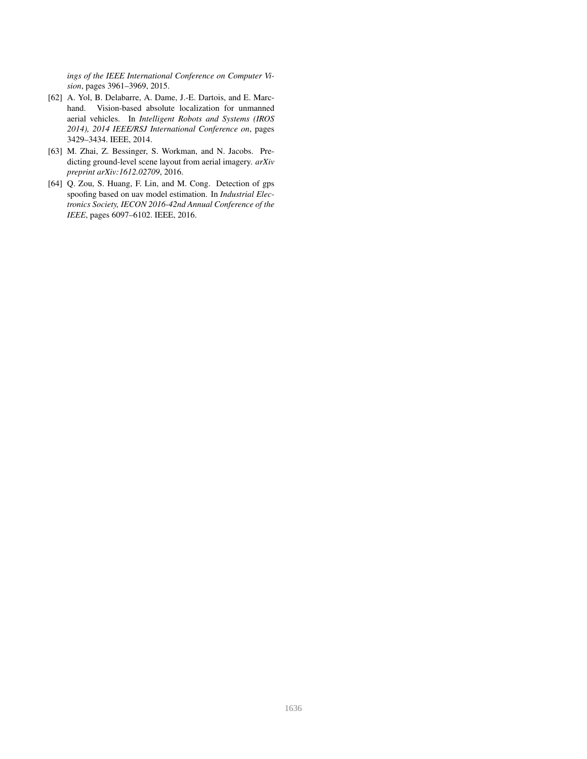*ings of the IEEE International Conference on Computer Vision*, pages 3961–3969, 2015.

[62] A. Yol, B. Delabarre, A. Dame, J.-E. Dartois, and E. Marchand. Vision-based absolute localization for unmanned aerial vehicles. In *Intelligent Robots and Systems (IROS 2014), 2014 IEEE/RSJ International Conference on*, pages 3429–3434. IEEE, 2014.

[63] M. Zhai, Z. Bessinger, S. Workman, and N. Jacobs. Predicting ground-level scene layout from aerial imagery. *arXiv preprint arXiv:1612.02709*, 2016.

[64] Q. Zou, S. Huang, F. Lin, and M. Cong. Detection of gps spoofing based on uav model estimation. In *Industrial Electronics Society, IECON 2016-42nd Annual Conference of the IEEE*, pages 6097–6102. IEEE, 2016.